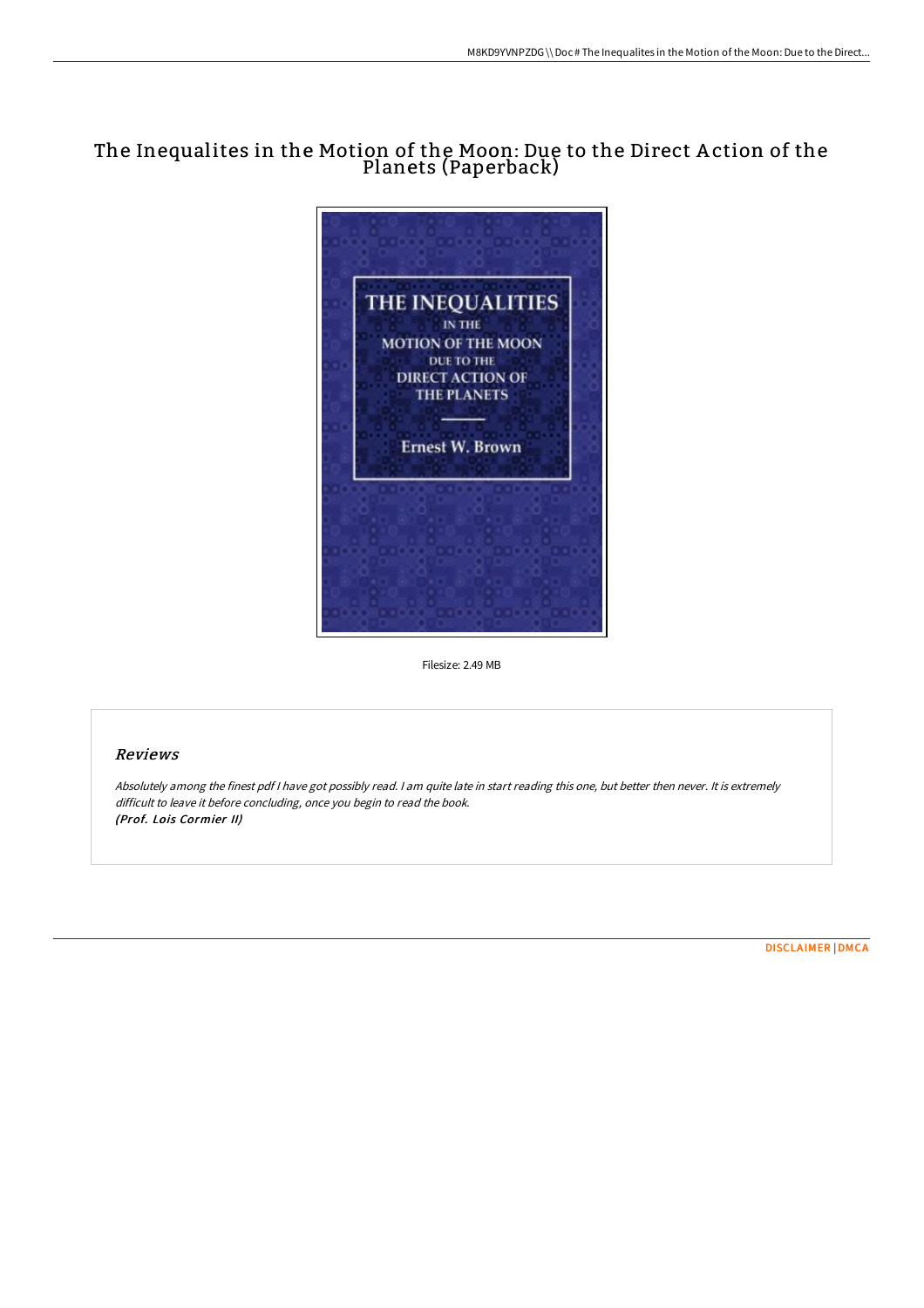# The Inequalites in the Motion of the Moon: Due to the Direct Action of the Planets (Paperback)

Filesize: 2.49 MB

## Reviews

*Absolutely among the finest pdf I have got possibly read. I am quite late in start reading this one, but better then never. It is extremely difficult to leave it before concluding, once you begin to read the book.*
***(Prof. Lois Cormier II)***

DISCLAIMER | DMCA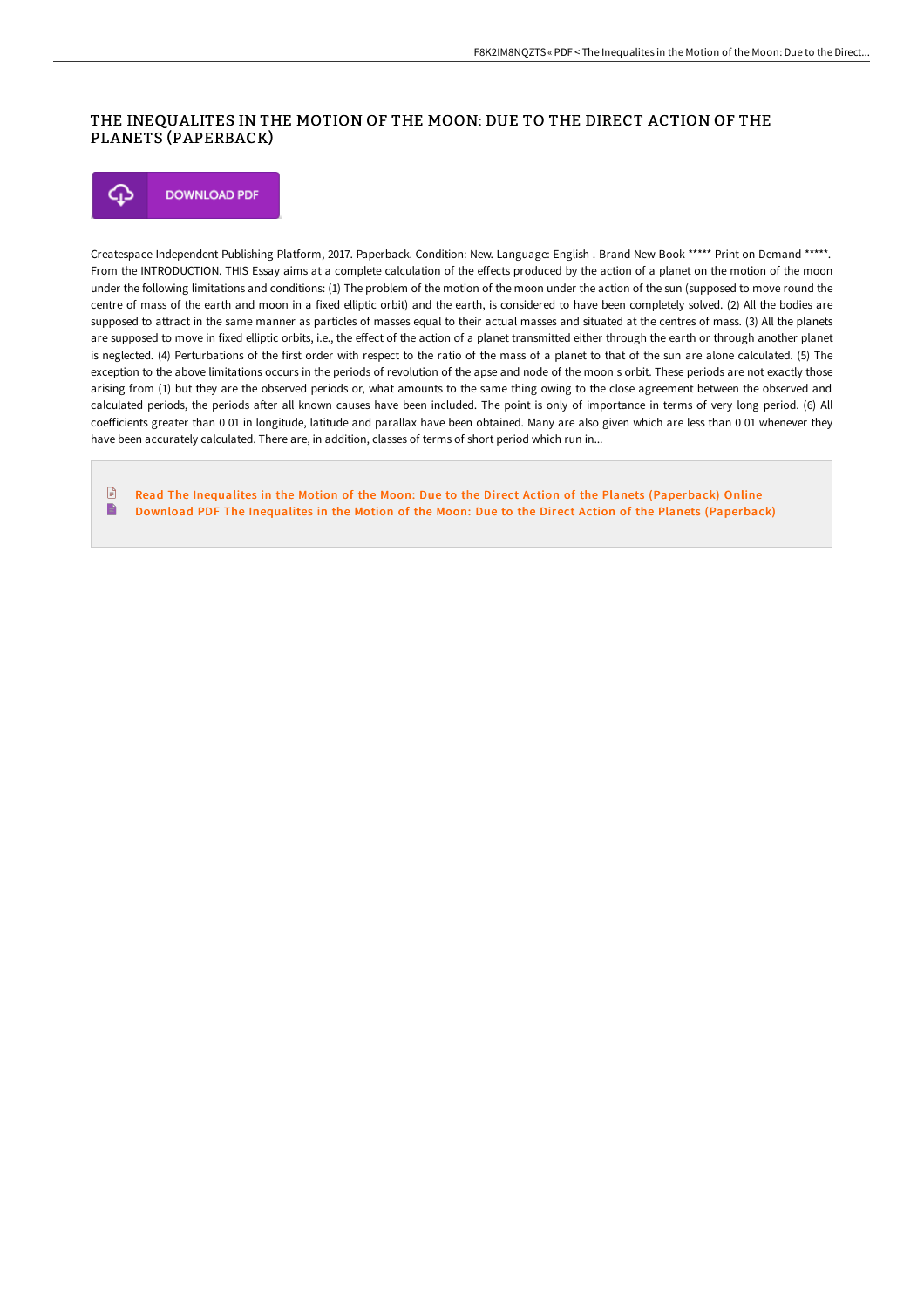## THE INEQUALITES IN THE MOTION OF THE MOON: DUE TO THE DIRECT ACTION OF THE PLANETS (PAPERBACK)

DOWNLOAD PDF

Createspace Independent Publishing Platform, 2017. Paperback. Condition: New. Language: English . Brand New Book ***** Print on Demand *****. From the INTRODUCTION. THIS Essay aims at a complete calculation of the effects produced by the action of a planet on the motion of the moon under the following limitations and conditions: (1) The problem of the motion of the moon under the action of the sun (supposed to move round the centre of mass of the earth and moon in a fixed elliptic orbit) and the earth, is considered to have been completely solved. (2) All the bodies are supposed to attract in the same manner as particles of masses equal to their actual masses and situated at the centres of mass. (3) All the planets are supposed to move in fixed elliptic orbits, i.e., the effect of the action of a planet transmitted either through the earth or through another planet is neglected. (4) Perturbations of the first order with respect to the ratio of the mass of a planet to that of the sun are alone calculated. (5) The exception to the above limitations occurs in the periods of revolution of the apse and node of the moon s orbit. These periods are not exactly those arising from (1) but they are the observed periods or, what amounts to the same thing owing to the close agreement between the observed and calculated periods, the periods after all known causes have been included. The point is only of importance in terms of very long period. (6) All coefficients greater than 0 01 in longitude, latitude and parallax have been obtained. Many are also given which are less than 0 01 whenever they have been accurately calculated. There are, in addition, classes of terms of short period which run in...

- Read The Inequalites in the Motion of the Moon: Due to the Direct Action of the Planets (Paperback) Online
- Download PDF The Inequalites in the Motion of the Moon: Due to the Direct Action of the Planets (Paperback)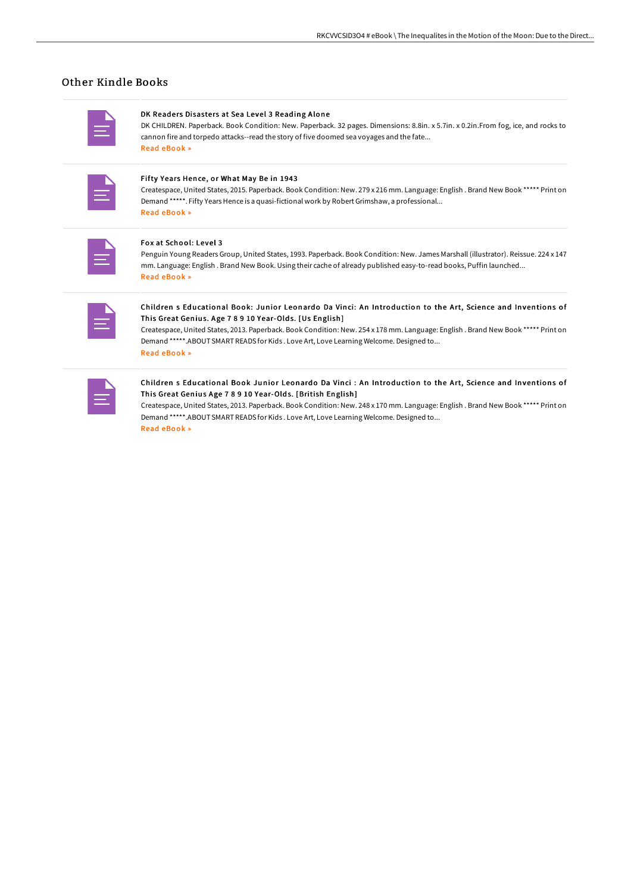## Other Kindle Books

### DK Readers Disasters at Sea Level 3 Reading Alone

DK CHILDREN. Paperback. Book Condition: New. Paperback. 32 pages. Dimensions: 8.8in. x 5.7in. x 0.2in.From fog, ice, and rocks to cannon fire and torpedo attacks--read the story of five doomed sea voyages and the fate...

Read eBook »

### Fifty Years Hence, or What May Be in 1943

Createspace, United States, 2015. Paperback. Book Condition: New. 279 x 216 mm. Language: English . Brand New Book ***** Print on Demand *****. Fifty Years Hence is a quasi-fictional work by Robert Grimshaw, a professional...

Read eBook »

### Fox at School: Level 3

Penguin Young Readers Group, United States, 1993. Paperback. Book Condition: New. James Marshall (illustrator). Reissue. 224 x 147 mm. Language: English . Brand New Book. Using their cache of already published easy-to-read books, Puffin launched...

Read eBook »

### Children s Educational Book: Junior Leonardo Da Vinci: An Introduction to the Art, Science and Inventions of This Great Genius. Age 7 8 9 10 Year-Olds. [Us English]

Createspace, United States, 2013. Paperback. Book Condition: New. 254 x 178 mm. Language: English . Brand New Book ***** Print on Demand *****.ABOUT SMART READS for Kids . Love Art, Love Learning Welcome. Designed to...

Read eBook »

### Children s Educational Book Junior Leonardo Da Vinci : An Introduction to the Art, Science and Inventions of This Great Genius Age 7 8 9 10 Year-Olds. [British English]

Createspace, United States, 2013. Paperback. Book Condition: New. 248 x 170 mm. Language: English . Brand New Book ***** Print on Demand *****.ABOUT SMART READS for Kids . Love Art, Love Learning Welcome. Designed to...

Read eBook »